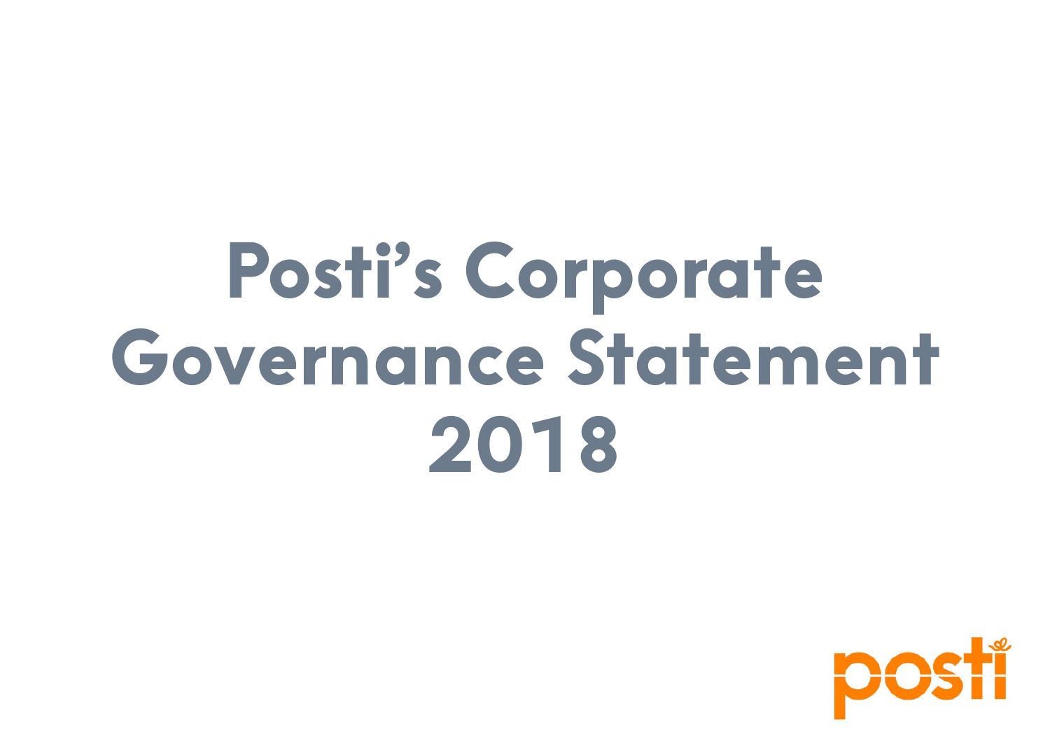# Posti's Corporate Governance Statement 2018

posti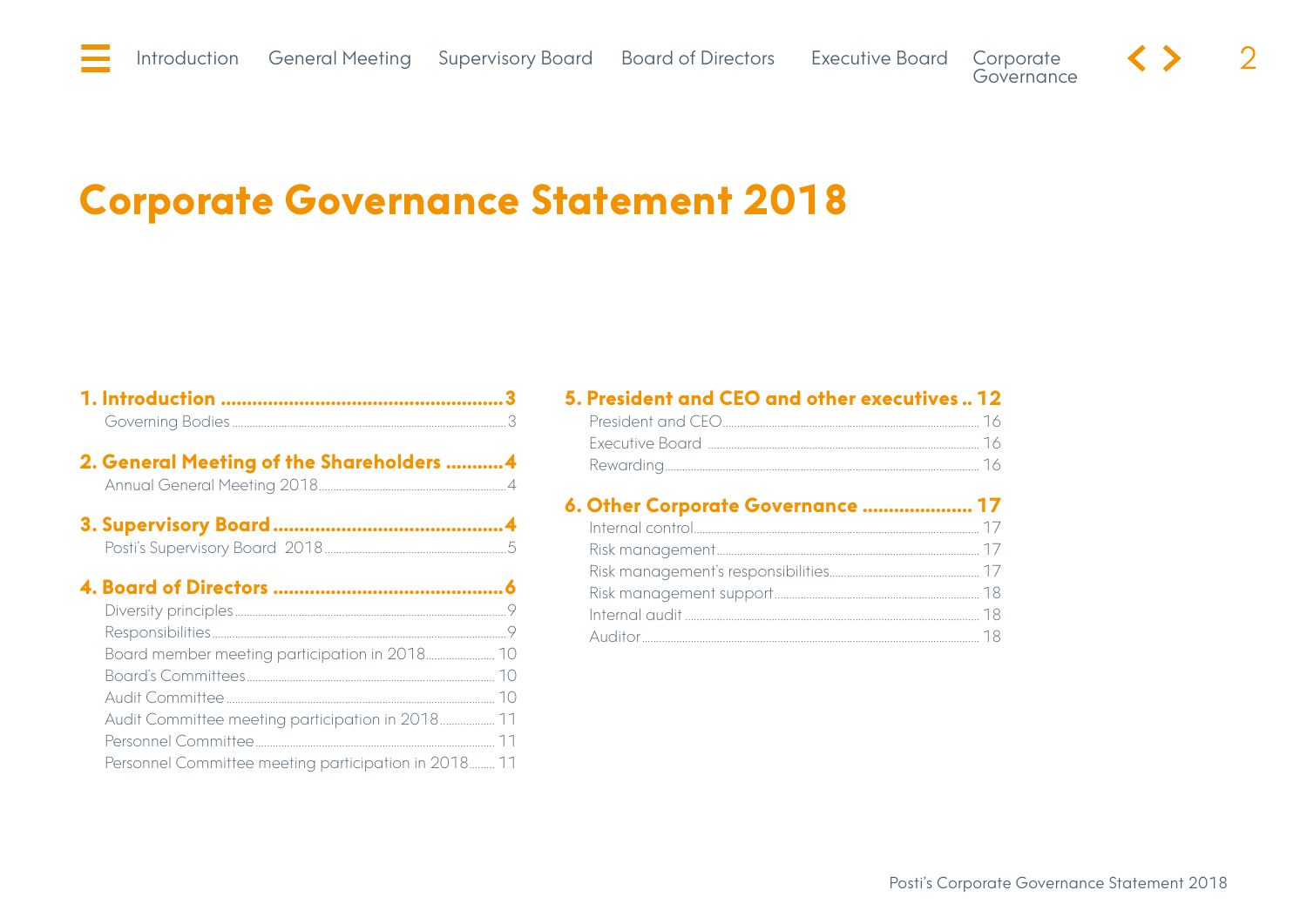# Corporate Governance Statement 2018

**1. Introduction** ....................................................3
- Governing Bodies ....................................................3

**2. General Meeting of the Shareholders** ..........4
- Annual General Meeting 2018 ....................................................4

**3. Supervisory Board** ..........................................4
- Posti's Supervisory Board 2018 ....................................................5

**4. Board of Directors** ..........................................6
- Diversity principles ....................................................9
- Responsibilities ....................................................9
- Board member meeting participation in 2018 .................... 10
- Board's Committees .................... 10
- Audit Committee .................... 10
- Audit Committee meeting participation in 2018 .................. 11
- Personnel Committee .................... 11
- Personnel Committee meeting participation in 2018........ 11

**5. President and CEO and other executives** .. 12
- President and CEO .................... 16
- Executive Board .................... 16
- Rewarding .................... 16

**6. Other Corporate Governance** .................... 17
- Internal control .................... 17
- Risk management .................... 17
- Risk management's responsibilities .................... 17
- Risk management support .................... 18
- Internal audit .................... 18
- Auditor .................... 18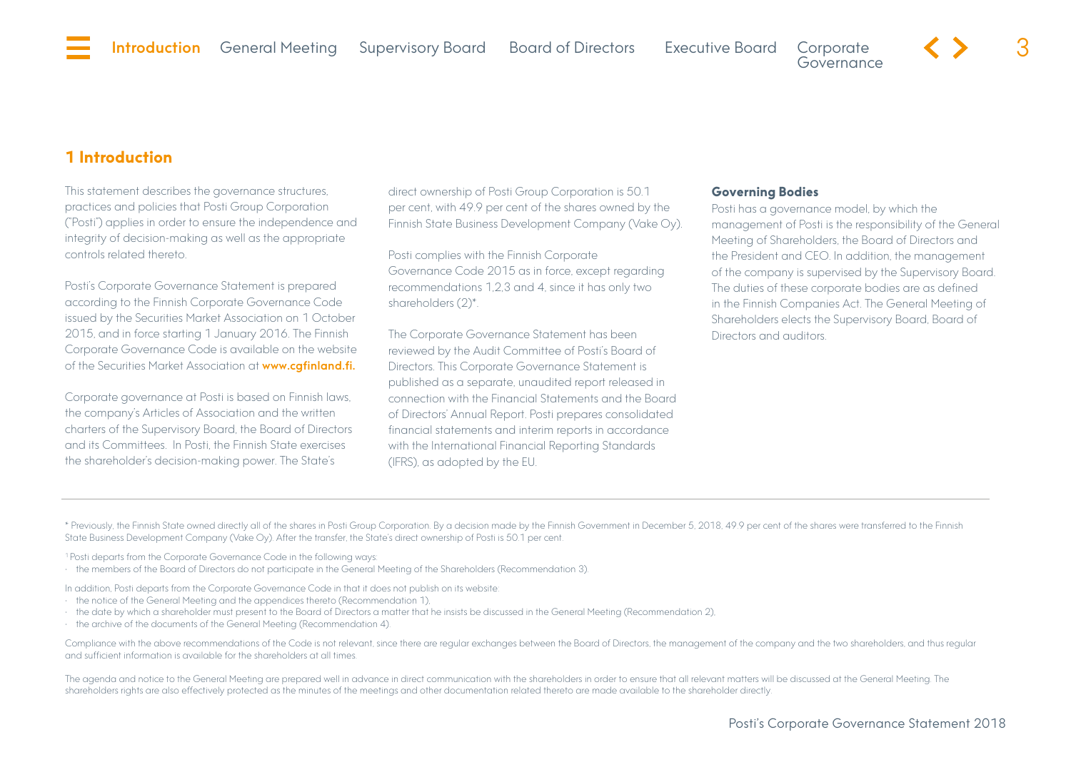# 1 Introduction

This statement describes the governance structures, practices and policies that Posti Group Corporation ("Posti") applies in order to ensure the independence and integrity of decision-making as well as the appropriate controls related thereto.

Posti's Corporate Governance Statement is prepared according to the Finnish Corporate Governance Code issued by the Securities Market Association on 1 October 2015, and in force starting 1 January 2016. The Finnish Corporate Governance Code is available on the website of the Securities Market Association at **www.cgfinland.fi.**

Corporate governance at Posti is based on Finnish laws, the company's Articles of Association and the written charters of the Supervisory Board, the Board of Directors and its Committees. In Posti, the Finnish State exercises the shareholder's decision-making power. The State's direct ownership of Posti Group Corporation is 50.1 per cent, with 49.9 per cent of the shares owned by the Finnish State Business Development Company (Vake Oy).

Posti complies with the Finnish Corporate Governance Code 2015 as in force, except regarding recommendations 1,2,3 and 4, since it has only two shareholders (2)*.

The Corporate Governance Statement has been reviewed by the Audit Committee of Posti's Board of Directors. This Corporate Governance Statement is published as a separate, unaudited report released in connection with the Financial Statements and the Board of Directors' Annual Report. Posti prepares consolidated financial statements and interim reports in accordance with the International Financial Reporting Standards (IFRS), as adopted by the EU.

### Governing Bodies

Posti has a governance model, by which the management of Posti is the responsibility of the General Meeting of Shareholders, the Board of Directors and the President and CEO. In addition, the management of the company is supervised by the Supervisory Board. The duties of these corporate bodies are as defined in the Finnish Companies Act. The General Meeting of Shareholders elects the Supervisory Board, Board of Directors and auditors.

---

* Previously, the Finnish State owned directly all of the shares in Posti Group Corporation. By a decision made by the Finnish Government in December 5, 2018, 49.9 per cent of the shares were transferred to the Finnish State Business Development Company (Vake Oy). After the transfer, the State's direct ownership of Posti is 50.1 per cent.

[1] Posti departs from the Corporate Governance Code in the following ways:

- the members of the Board of Directors do not participate in the General Meeting of the Shareholders (Recommendation 3).

In addition, Posti departs from the Corporate Governance Code in that it does not publish on its website:

- the notice of the General Meeting and the appendices thereto (Recommendation 1),
- the date by which a shareholder must present to the Board of Directors a matter that he insists be discussed in the General Meeting (Recommendation 2),
- the archive of the documents of the General Meeting (Recommendation 4).

Compliance with the above recommendations of the Code is not relevant, since there are regular exchanges between the Board of Directors, the management of the company and the two shareholders, and thus regular and sufficient information is available for the shareholders at all times.

The agenda and notice to the General Meeting are prepared well in advance in direct communication with the shareholders in order to ensure that all relevant matters will be discussed at the General Meeting. The shareholders rights are also effectively protected as the minutes of the meetings and other documentation related thereto are made available to the shareholder directly.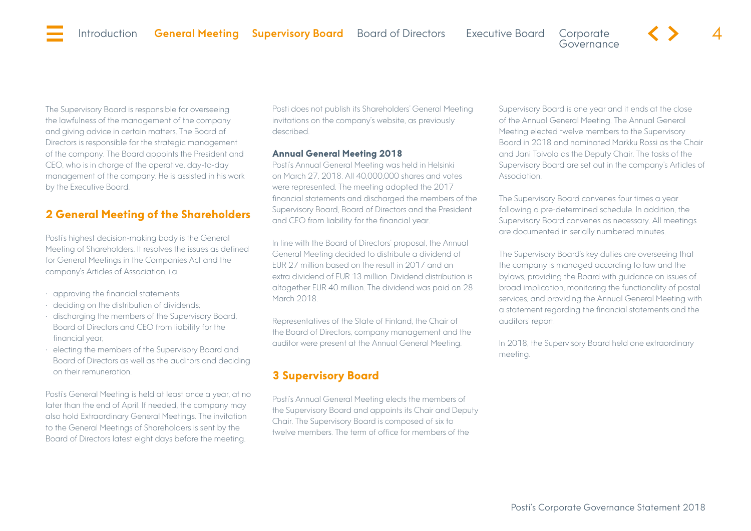The Supervisory Board is responsible for overseeing the lawfulness of the management of the company and giving advice in certain matters. The Board of Directors is responsible for the strategic management of the company. The Board appoints the President and CEO, who is in charge of the operative, day-to-day management of the company. He is assisted in his work by the Executive Board.

## 2 General Meeting of the Shareholders

Posti's highest decision-making body is the General Meeting of Shareholders. It resolves the issues as defined for General Meetings in the Companies Act and the company's Articles of Association, i.a.

- approving the financial statements;
- deciding on the distribution of dividends;
- discharging the members of the Supervisory Board, Board of Directors and CEO from liability for the financial year;
- electing the members of the Supervisory Board and Board of Directors as well as the auditors and deciding on their remuneration.

Posti's General Meeting is held at least once a year, at no later than the end of April. If needed, the company may also hold Extraordinary General Meetings. The invitation to the General Meetings of Shareholders is sent by the Board of Directors latest eight days before the meeting. Posti does not publish its Shareholders' General Meeting invitations on the company's website, as previously described.

### Annual General Meeting 2018

Posti's Annual General Meeting was held in Helsinki on March 27, 2018. All 40,000,000 shares and votes were represented. The meeting adopted the 2017 financial statements and discharged the members of the Supervisory Board, Board of Directors and the President and CEO from liability for the financial year.

In line with the Board of Directors' proposal, the Annual General Meeting decided to distribute a dividend of EUR 27 million based on the result in 2017 and an extra dividend of EUR 13 million. Dividend distribution is altogether EUR 40 million. The dividend was paid on 28 March 2018.

Representatives of the State of Finland, the Chair of the Board of Directors, company management and the auditor were present at the Annual General Meeting.

## 3 Supervisory Board

Posti's Annual General Meeting elects the members of the Supervisory Board and appoints its Chair and Deputy Chair. The Supervisory Board is composed of six to twelve members. The term of office for members of the Supervisory Board is one year and it ends at the close of the Annual General Meeting. The Annual General Meeting elected twelve members to the Supervisory Board in 2018 and nominated Markku Rossi as the Chair and Jani Toivola as the Deputy Chair. The tasks of the Supervisory Board are set out in the company's Articles of Association.

The Supervisory Board convenes four times a year following a pre-determined schedule. In addition, the Supervisory Board convenes as necessary. All meetings are documented in serially numbered minutes.

The Supervisory Board's key duties are overseeing that the company is managed according to law and the bylaws, providing the Board with guidance on issues of broad implication, monitoring the functionality of postal services, and providing the Annual General Meeting with a statement regarding the financial statements and the auditors' report.

In 2018, the Supervisory Board held one extraordinary meeting.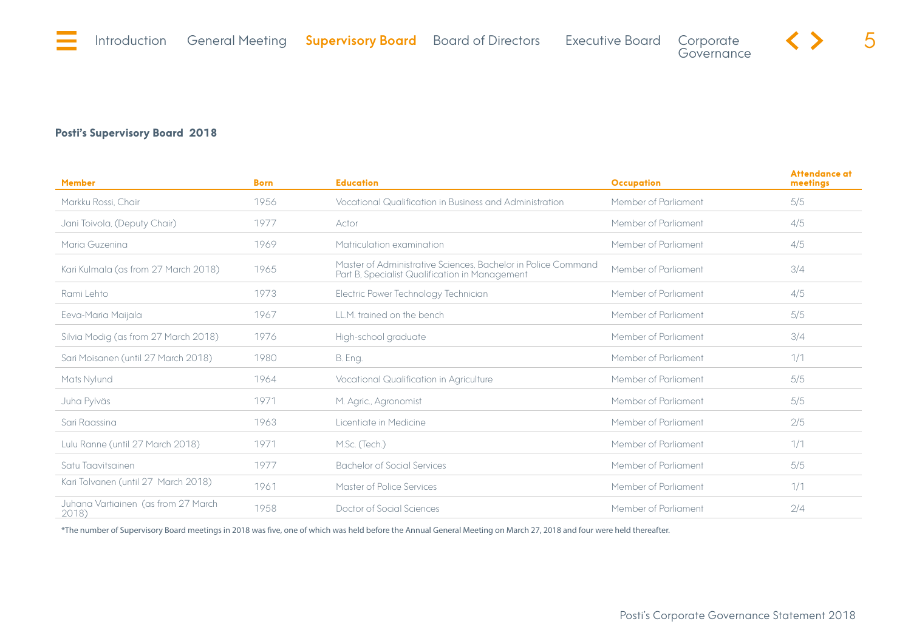### Posti's Supervisory Board 2018

| Member | Born | Education | Occupation | Attendance at meetings |
|---|---|---|---|---|
| Markku Rossi, Chair | 1956 | Vocational Qualification in Business and Administration | Member of Parliament | 5/5 |
| Jani Toivola, (Deputy Chair) | 1977 | Actor | Member of Parliament | 4/5 |
| Maria Guzenina | 1969 | Matriculation examination | Member of Parliament | 4/5 |
| Kari Kulmala (as from 27 March 2018) | 1965 | Master of Administrative Sciences, Bachelor in Police Command Part B, Specialist Qualification in Management | Member of Parliament | 3/4 |
| Rami Lehto | 1973 | Electric Power Technology Technician | Member of Parliament | 4/5 |
| Eeva-Maria Maijala | 1967 | LL.M. trained on the bench | Member of Parliament | 5/5 |
| Silvia Modig (as from 27 March 2018) | 1976 | High-school graduate | Member of Parliament | 3/4 |
| Sari Moisanen (until 27 March 2018) | 1980 | B. Eng. | Member of Parliament | 1/1 |
| Mats Nylund | 1964 | Vocational Qualification in Agriculture | Member of Parliament | 5/5 |
| Juha Pylväs | 1971 | M. Agric., Agronomist | Member of Parliament | 5/5 |
| Sari Raassina | 1963 | Licentiate in Medicine | Member of Parliament | 2/5 |
| Lulu Ranne (until 27 March 2018) | 1971 | M.Sc. (Tech.) | Member of Parliament | 1/1 |
| Satu Taavitsainen | 1977 | Bachelor of Social Services | Member of Parliament | 5/5 |
| Kari Tolvanen (until 27 March 2018) | 1961 | Master of Police Services | Member of Parliament | 1/1 |
| Juhana Vartiainen (as from 27 March 2018) | 1958 | Doctor of Social Sciences | Member of Parliament | 2/4 |

*The number of Supervisory Board meetings in 2018 was five, one of which was held before the Annual General Meeting on March 27, 2018 and four were held thereafter.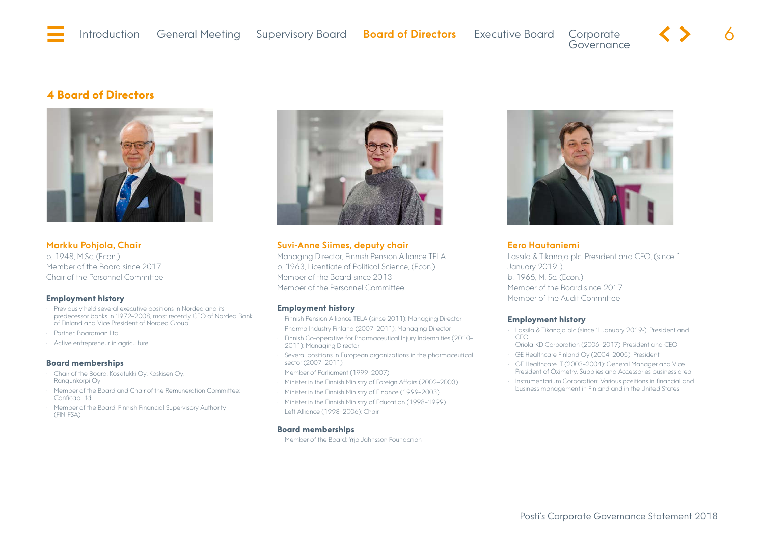## 4 Board of Directors

### Markku Pohjola, Chair

b. 1948, M.Sc. (Econ.)
Member of the Board since 2017
Chair of the Personnel Committee

#### Employment history

- Previously held several executive positions in Nordea and its predecessor banks in 1972–2008, most recently CEO of Nordea Bank of Finland and Vice President of Nordea Group
- Partner: Boardman Ltd
- Active entrepreneur in agriculture

#### Board memberships

- Chair of the Board: Koskitukki Oy, Koskisen Oy, Rangunkorpi Oy
- Member of the Board and Chair of the Remuneration Committee: Conficap Ltd
- Member of the Board: Finnish Financial Supervisory Authority (FIN-FSA)

### Suvi-Anne Siimes, deputy chair

Managing Director, Finnish Pension Alliance TELA
b. 1963, Licentiate of Political Science, (Econ.)
Member of the Board since 2013
Member of the Personnel Committee

#### Employment history

- Finnish Pension Alliance TELA (since 2011): Managing Director
- Pharma Industry Finland (2007–2011): Managing Director
- Finnish Co-operative for Pharmaceutical Injury Indemnities (2010–2011): Managing Director
- Several positions in European organizations in the pharmaceutical sector (2007–2011)
- Member of Parliament (1999–2007)
- Minister in the Finnish Ministry of Foreign Affairs (2002–2003)
- Minister in the Finnish Ministry of Finance (1999–2003)
- Minister in the Finnish Ministry of Education (1998–1999)
- Left Alliance (1998–2006): Chair

#### Board memberships

- Member of the Board: Yrjö Jahnsson Foundation

### Eero Hautaniemi

Lassila & Tikanoja plc, President and CEO, (since 1 January 2019-),
b. 1965, M. Sc. (Econ.)
Member of the Board since 2017
Member of the Audit Committee

#### Employment history

- Lassila & Tikanoja plc (since 1 January 2019-): President and CEO
  Oriola-KD Corporation (2006–2017): President and CEO
- GE Healthcare Finland Oy (2004–2005): President
- GE Healthcare IT (2003–2004): General Manager and Vice President of Oximetry, Supplies and Accessories business area
- Instrumentarium Corporation: Various positions in financial and business management in Finland and in the United States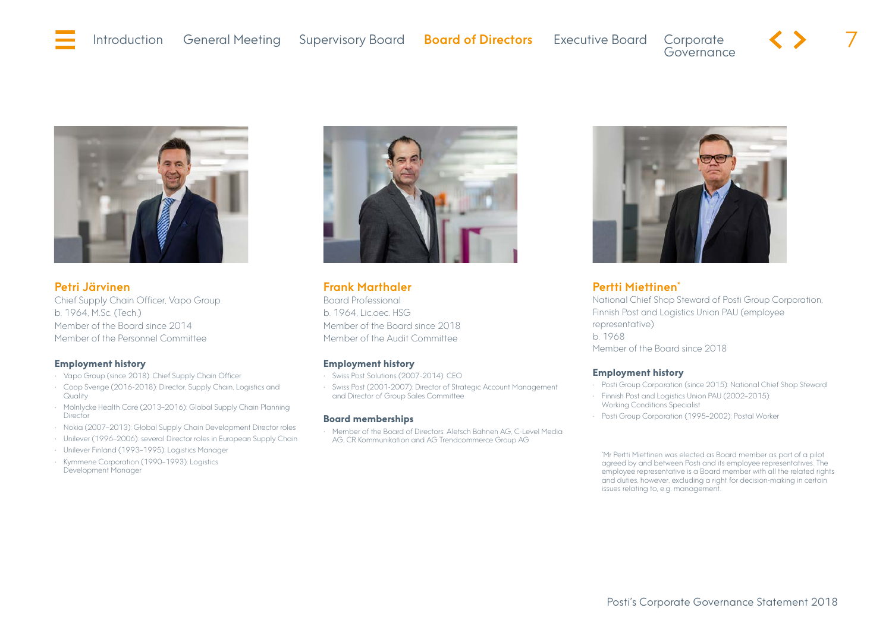## Petri Järvinen

Chief Supply Chain Officer, Vapo Group
b. 1964, M.Sc. (Tech.)
Member of the Board since 2014
Member of the Personnel Committee

### Employment history

- Vapo Group (since 2018): Chief Supply Chain Officer
- Coop Sverige (2016-2018): Director, Supply Chain, Logistics and Quality
- Mölnlycke Health Care (2013–2016): Global Supply Chain Planning Director
- Nokia (2007–2013): Global Supply Chain Development Director roles
- Unilever (1996–2006): several Director roles in European Supply Chain
- Unilever Finland (1993–1995): Logistics Manager
- Kymmene Corporation (1990–1993): Logistics Development Manager

## Frank Marthaler

Board Professional
b. 1964, Lic.oec. HSG
Member of the Board since 2018
Member of the Audit Committee

### Employment history

- Swiss Post Solutions (2007-2014): CEO
- Swiss Post (2001-2007): Director of Strategic Account Management and Director of Group Sales Committee

### Board memberships

- Member of the Board of Directors: Aletsch Bahnen AG, C-Level Media AG, CR Kommunikation and AG Trendcommerce Group AG

## Pertti Miettinen*

National Chief Shop Steward of Posti Group Corporation, Finnish Post and Logistics Union PAU (employee representative)
b. 1968
Member of the Board since 2018

### Employment history

- Posti Group Corporation (since 2015): National Chief Shop Steward
- Finnish Post and Logistics Union PAU (2002–2015): Working Conditions Specialist
- Posti Group Corporation (1995–2002): Postal Worker

*Mr Pertti Miettinen was elected as Board member as part of a pilot agreed by and between Posti and its employee representatives. The employee representative is a Board member with all the related rights and duties, however, excluding a right for decision-making in certain issues relating to, e.g. management.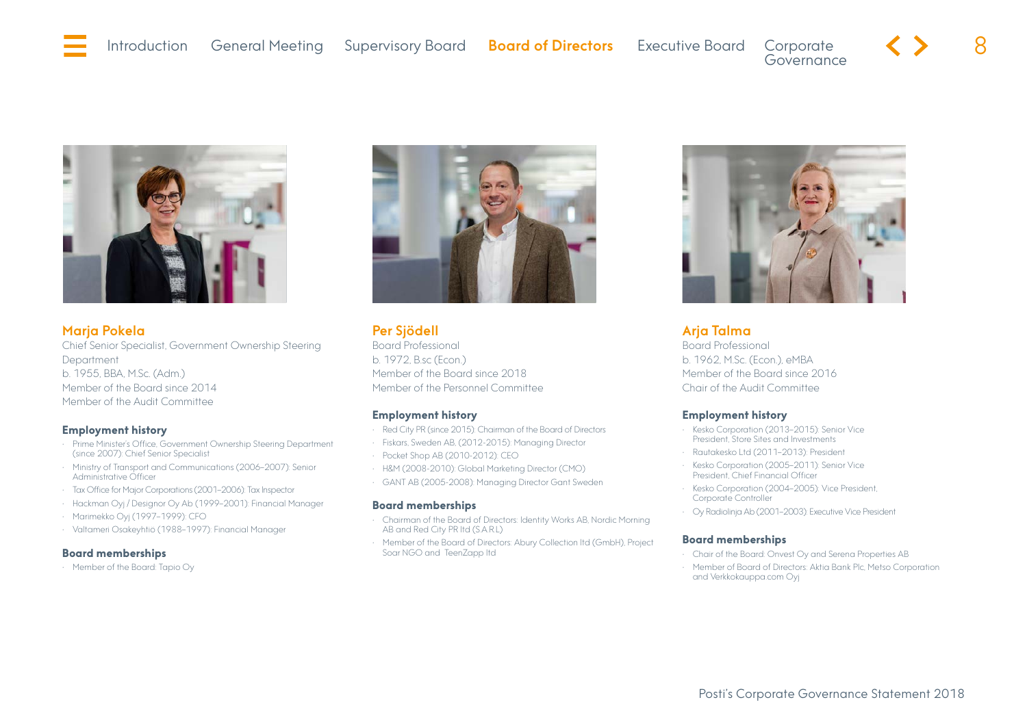## Marja Pokela

Chief Senior Specialist, Government Ownership Steering Department
b. 1955, BBA, M.Sc. (Adm.)
Member of the Board since 2014
Member of the Audit Committee

### Employment history

- Prime Minister's Office, Government Ownership Steering Department (since 2007): Chief Senior Specialist
- Ministry of Transport and Communications (2006–2007): Senior Administrative Officer
- Tax Office for Major Corporations (2001–2006): Tax Inspector
- Hackman Oyj / Designor Oy Ab (1999–2001): Financial Manager
- Marimekko Oyj (1997–1999): CFO
- Valtameri Osakeyhtiö (1988–1997): Financial Manager

### Board memberships

- Member of the Board: Tapio Oy

## Per Sjödell

Board Professional
b. 1972, B.sc (Econ.)
Member of the Board since 2018
Member of the Personnel Committee

### Employment history

- Red City PR (since 2015): Chairman of the Board of Directors
- Fiskars, Sweden AB, (2012-2015): Managing Director
- Pocket Shop AB (2010-2012): CEO
- H&M (2008-2010): Global Marketing Director (CMO)
- GANT AB (2005-2008): Managing Director Gant Sweden

### Board memberships

- Chairman of the Board of Directors: Identity Works AB, Nordic Morning AB and Red City PR ltd (S.A.R.L)
- Member of the Board of Directors: Abury Collection ltd (GmbH), Project Soar NGO and TeenZapp ltd

## Arja Talma

Board Professional
b. 1962, M.Sc. (Econ.), eMBA
Member of the Board since 2016
Chair of the Audit Committee

### Employment history

- Kesko Corporation (2013–2015): Senior Vice President, Store Sites and Investments
- Rautakesko Ltd (2011–2013): President
- Kesko Corporation (2005–2011): Senior Vice President, Chief Financial Officer
- Kesko Corporation (2004–2005): Vice President, Corporate Controller
- Oy Radiolinja Ab (2001–2003): Executive Vice President

### Board memberships

- Chair of the Board: Onvest Oy and Serena Properties AB
- Member of Board of Directors: Aktia Bank Plc, Metso Corporation and Verkkokauppa.com Oyj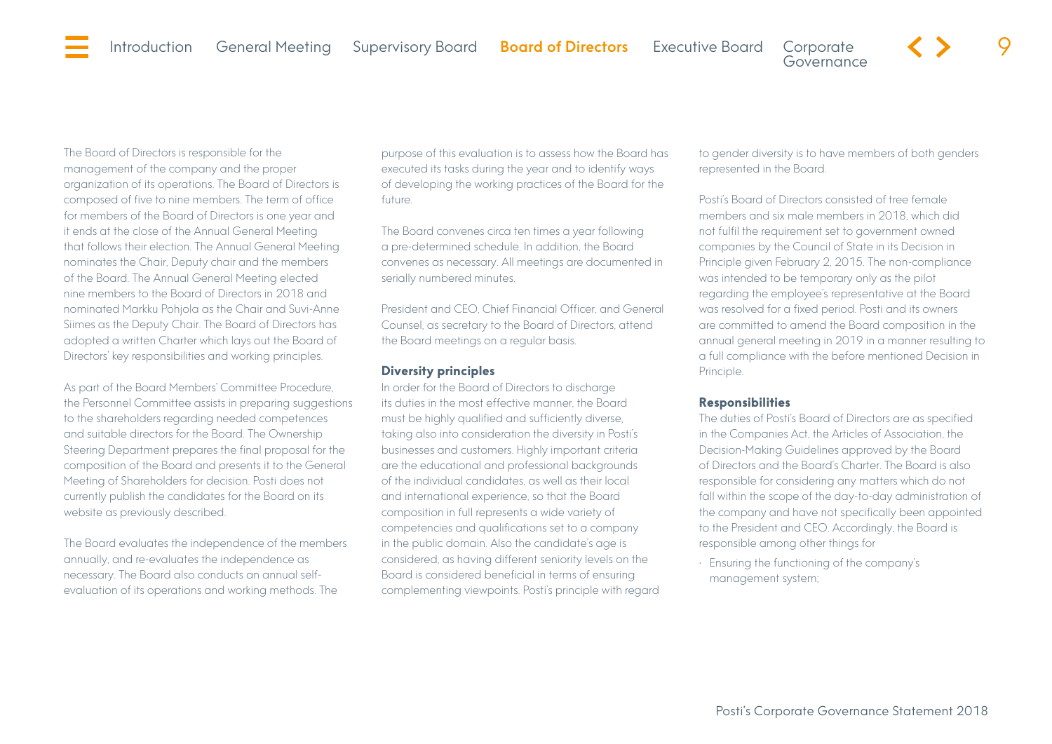The Board of Directors is responsible for the management of the company and the proper organization of its operations. The Board of Directors is composed of five to nine members. The term of office for members of the Board of Directors is one year and it ends at the close of the Annual General Meeting that follows their election. The Annual General Meeting nominates the Chair, Deputy chair and the members of the Board. The Annual General Meeting elected nine members to the Board of Directors in 2018 and nominated Markku Pohjola as the Chair and Suvi-Anne Siimes as the Deputy Chair. The Board of Directors has adopted a written Charter which lays out the Board of Directors' key responsibilities and working principles.

As part of the Board Members' Committee Procedure, the Personnel Committee assists in preparing suggestions to the shareholders regarding needed competences and suitable directors for the Board. The Ownership Steering Department prepares the final proposal for the composition of the Board and presents it to the General Meeting of Shareholders for decision. Posti does not currently publish the candidates for the Board on its website as previously described.

The Board evaluates the independence of the members annually, and re-evaluates the independence as necessary. The Board also conducts an annual self-evaluation of its operations and working methods. The purpose of this evaluation is to assess how the Board has executed its tasks during the year and to identify ways of developing the working practices of the Board for the future.

The Board convenes circa ten times a year following a pre-determined schedule. In addition, the Board convenes as necessary. All meetings are documented in serially numbered minutes.

President and CEO, Chief Financial Officer, and General Counsel, as secretary to the Board of Directors, attend the Board meetings on a regular basis.

**Diversity principles**

In order for the Board of Directors to discharge its duties in the most effective manner, the Board must be highly qualified and sufficiently diverse, taking also into consideration the diversity in Posti's businesses and customers. Highly important criteria are the educational and professional backgrounds of the individual candidates, as well as their local and international experience, so that the Board composition in full represents a wide variety of competencies and qualifications set to a company in the public domain. Also the candidate's age is considered, as having different seniority levels on the Board is considered beneficial in terms of ensuring complementing viewpoints. Posti's principle with regard to gender diversity is to have members of both genders represented in the Board.

Posti's Board of Directors consisted of tree female members and six male members in 2018, which did not fulfil the requirement set to government owned companies by the Council of State in its Decision in Principle given February 2, 2015. The non-compliance was intended to be temporary only as the pilot regarding the employee's representative at the Board was resolved for a fixed period. Posti and its owners are committed to amend the Board composition in the annual general meeting in 2019 in a manner resulting to a full compliance with the before mentioned Decision in Principle.

**Responsibilities**

The duties of Posti's Board of Directors are as specified in the Companies Act, the Articles of Association, the Decision-Making Guidelines approved by the Board of Directors and the Board's Charter. The Board is also responsible for considering any matters which do not fall within the scope of the day-to-day administration of the company and have not specifically been appointed to the President and CEO. Accordingly, the Board is responsible among other things for

- Ensuring the functioning of the company's management system;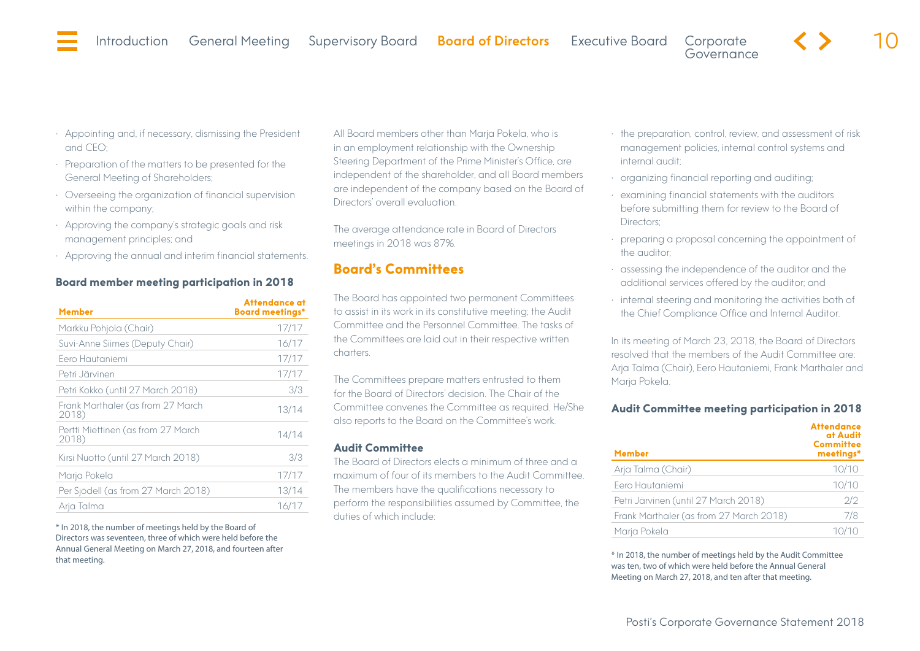- Appointing and, if necessary, dismissing the President and CEO;
- Preparation of the matters to be presented for the General Meeting of Shareholders;
- Overseeing the organization of financial supervision within the company;
- Approving the company's strategic goals and risk management principles; and
- Approving the annual and interim financial statements.

**Board member meeting participation in 2018**

| Member | Attendance at Board meetings* |
|---|---|
| Markku Pohjola (Chair) | 17/17 |
| Suvi-Anne Siimes (Deputy Chair) | 16/17 |
| Eero Hautaniemi | 17/17 |
| Petri Järvinen | 17/17 |
| Petri Kokko (until 27 March 2018) | 3/3 |
| Frank Marthaler (as from 27 March 2018) | 13/14 |
| Pertti Miettinen (as from 27 March 2018) | 14/14 |
| Kirsi Nuotto (until 27 March 2018) | 3/3 |
| Marja Pokela | 17/17 |
| Per Sjödell (as from 27 March 2018) | 13/14 |
| Arja Talma | 16/17 |

* In 2018, the number of meetings held by the Board of Directors was seventeen, three of which were held before the Annual General Meeting on March 27, 2018, and fourteen after that meeting.

All Board members other than Marja Pokela, who is in an employment relationship with the Ownership Steering Department of the Prime Minister's Office, are independent of the shareholder, and all Board members are independent of the company based on the Board of Directors' overall evaluation.

The average attendance rate in Board of Directors meetings in 2018 was 87%.

## Board's Committees

The Board has appointed two permanent Committees to assist in its work in its constitutive meeting: the Audit Committee and the Personnel Committee. The tasks of the Committees are laid out in their respective written charters.

The Committees prepare matters entrusted to them for the Board of Directors' decision. The Chair of the Committee convenes the Committee as required. He/She also reports to the Board on the Committee's work.

### Audit Committee

The Board of Directors elects a minimum of three and a maximum of four of its members to the Audit Committee. The members have the qualifications necessary to perform the responsibilities assumed by Committee, the duties of which include:

- the preparation, control, review, and assessment of risk management policies, internal control systems and internal audit;
- organizing financial reporting and auditing;
- examining financial statements with the auditors before submitting them for review to the Board of Directors;
- preparing a proposal concerning the appointment of the auditor;
- assessing the independence of the auditor and the additional services offered by the auditor; and
- internal steering and monitoring the activities both of the Chief Compliance Office and Internal Auditor.

In its meeting of March 23, 2018, the Board of Directors resolved that the members of the Audit Committee are: Arja Talma (Chair), Eero Hautaniemi, Frank Marthaler and Marja Pokela.

**Audit Committee meeting participation in 2018**

| Member | Attendance at Audit Committee meetings* |
|---|---|
| Arja Talma (Chair) | 10/10 |
| Eero Hautaniemi | 10/10 |
| Petri Järvinen (until 27 March 2018) | 2/2 |
| Frank Marthaler (as from 27 March 2018) | 7/8 |
| Marja Pokela | 10/10 |

* In 2018, the number of meetings held by the Audit Committee was ten, two of which were held before the Annual General Meeting on March 27, 2018, and ten after that meeting.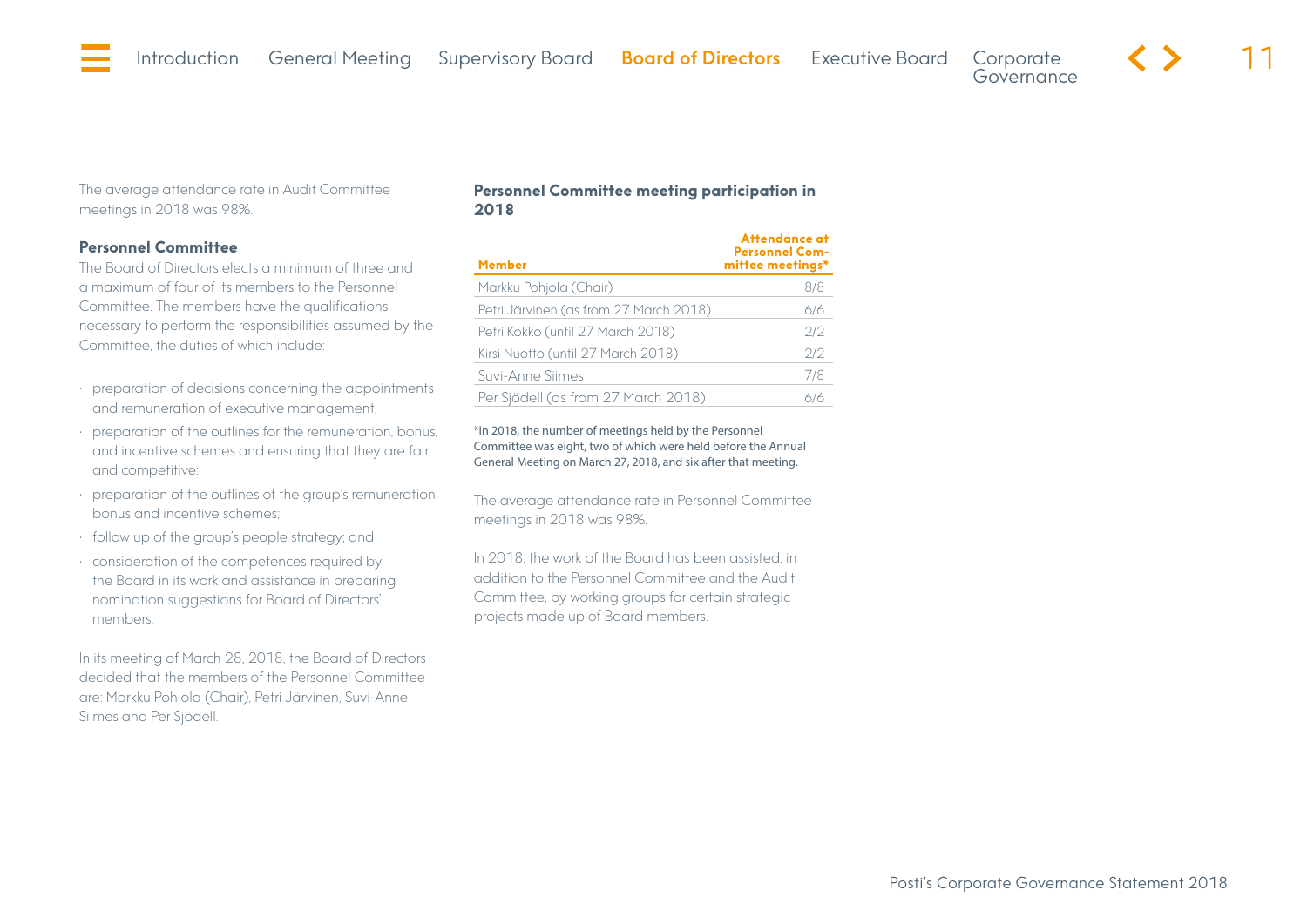The average attendance rate in Audit Committee meetings in 2018 was 98%.

### Personnel Committee

The Board of Directors elects a minimum of three and a maximum of four of its members to the Personnel Committee. The members have the qualifications necessary to perform the responsibilities assumed by the Committee, the duties of which include:

- preparation of decisions concerning the appointments and remuneration of executive management;
- preparation of the outlines for the remuneration, bonus, and incentive schemes and ensuring that they are fair and competitive;
- preparation of the outlines of the group's remuneration, bonus and incentive schemes;
- follow up of the group's people strategy; and
- consideration of the competences required by the Board in its work and assistance in preparing nomination suggestions for Board of Directors' members.

In its meeting of March 28, 2018, the Board of Directors decided that the members of the Personnel Committee are: Markku Pohjola (Chair), Petri Järvinen, Suvi-Anne Siimes and Per Sjödell.

**Personnel Committee meeting participation in 2018**

| Member | Attendance at Personnel Committee meetings* |
|---|---|
| Markku Pohjola (Chair) | 8/8 |
| Petri Järvinen (as from 27 March 2018) | 6/6 |
| Petri Kokko (until 27 March 2018) | 2/2 |
| Kirsi Nuotto (until 27 March 2018) | 2/2 |
| Suvi-Anne Siimes | 7/8 |
| Per Sjödell (as from 27 March 2018) | 6/6 |

*In 2018, the number of meetings held by the Personnel Committee was eight, two of which were held before the Annual General Meeting on March 27, 2018, and six after that meeting.

The average attendance rate in Personnel Committee meetings in 2018 was 98%.

In 2018, the work of the Board has been assisted, in addition to the Personnel Committee and the Audit Committee, by working groups for certain strategic projects made up of Board members.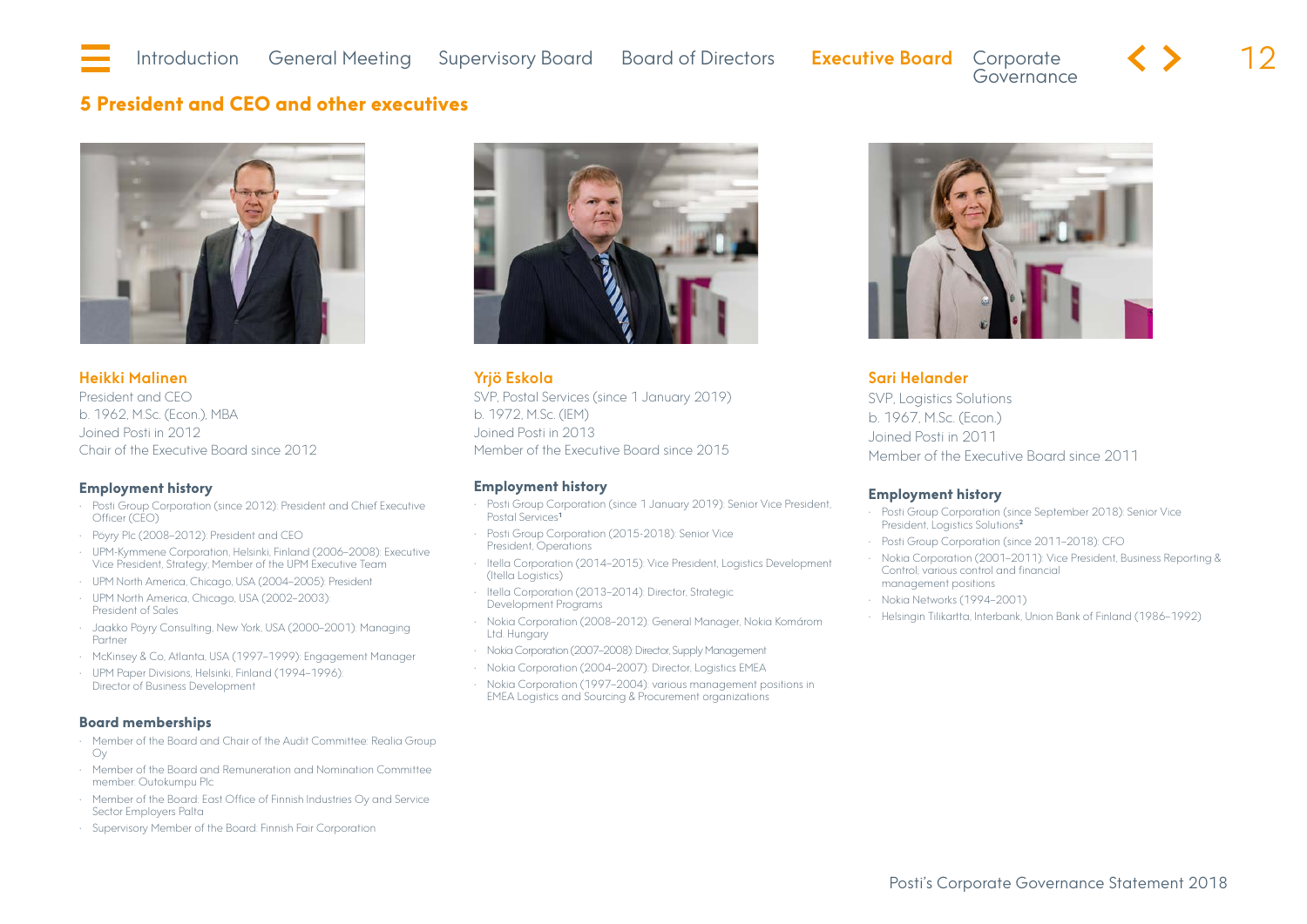## 5 President and CEO and other executives

### Heikki Malinen

President and CEO
b. 1962, M.Sc. (Econ.), MBA
Joined Posti in 2012
Chair of the Executive Board since 2012

#### Employment history

- Posti Group Corporation (since 2012): President and Chief Executive Officer (CEO)
- Pöyry Plc (2008–2012): President and CEO
- UPM-Kymmene Corporation, Helsinki, Finland (2006–2008): Executive Vice President, Strategy; Member of the UPM Executive Team
- UPM North America, Chicago, USA (2004–2005): President
- UPM North America, Chicago, USA (2002–2003): President of Sales
- Jaakko Pöyry Consulting, New York, USA (2000–2001): Managing Partner
- McKinsey & Co, Atlanta, USA (1997–1999): Engagement Manager
- UPM Paper Divisions, Helsinki, Finland (1994–1996): Director of Business Development

#### Board memberships

- Member of the Board and Chair of the Audit Committee: Realia Group Oy
- Member of the Board and Remuneration and Nomination Committee member: Outokumpu Plc
- Member of the Board: East Office of Finnish Industries Oy and Service Sector Employers Palta
- Supervisory Member of the Board: Finnish Fair Corporation

### Yrjö Eskola

SVP, Postal Services (since 1 January 2019)
b. 1972, M.Sc. (IEM)
Joined Posti in 2013
Member of the Executive Board since 2015

#### Employment history

- Posti Group Corporation (since 1 January 2019): Senior Vice President, Postal Services[1]
- Posti Group Corporation (2015-2018): Senior Vice President, Operations
- Itella Corporation (2014–2015): Vice President, Logistics Development (Itella Logistics)
- Itella Corporation (2013–2014): Director, Strategic Development Programs
- Nokia Corporation (2008–2012): General Manager, Nokia Komárom Ltd. Hungary
- Nokia Corporation (2007–2008): Director, Supply Management
- Nokia Corporation (2004–2007): Director, Logistics EMEA
- Nokia Corporation (1997–2004): various management positions in EMEA Logistics and Sourcing & Procurement organizations

### Sari Helander

SVP, Logistics Solutions
b. 1967, M.Sc. (Econ.)
Joined Posti in 2011
Member of the Executive Board since 2011

#### Employment history

- Posti Group Corporation (since September 2018): Senior Vice President, Logistics Solutions[2]
- Posti Group Corporation (since 2011–2018): CFO
- Nokia Corporation (2001–2011): Vice President, Business Reporting & Control, various control and financial management positions
- Nokia Networks (1994–2001)
- Helsingin Tilikartta, Interbank, Union Bank of Finland (1986–1992)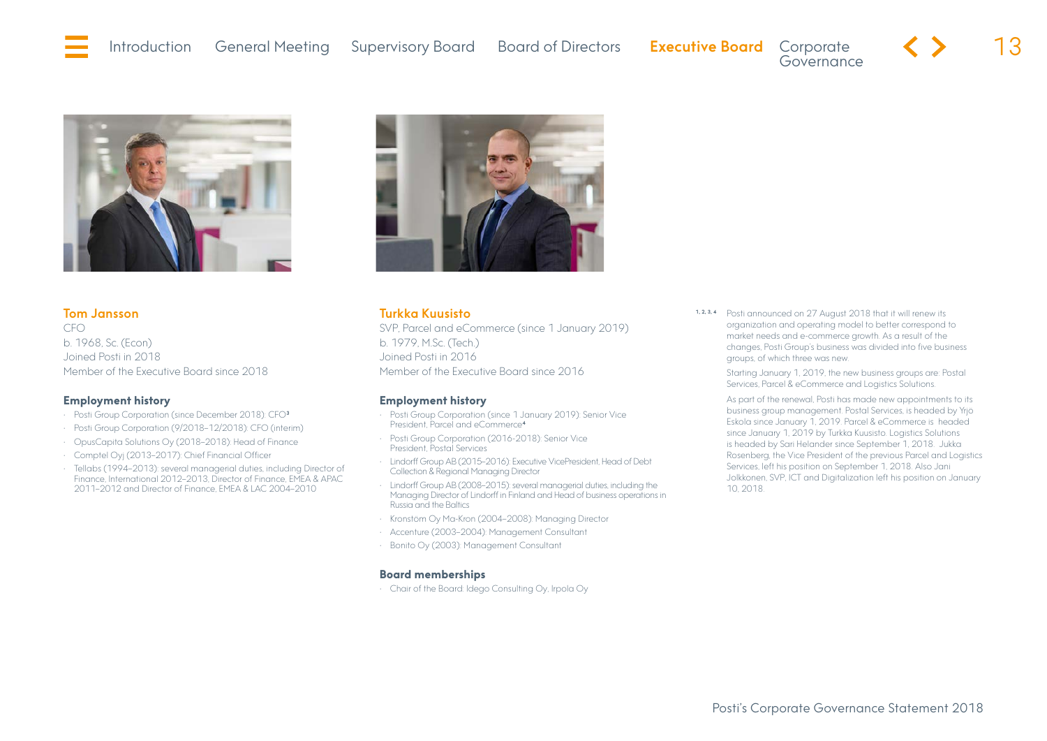## Tom Jansson

CFO
b. 1968, Sc. (Econ)
Joined Posti in 2018
Member of the Executive Board since 2018

### Employment history

- Posti Group Corporation (since December 2018): CFO[3]
- Posti Group Corporation (9/2018–12/2018): CFO (interim)
- OpusCapita Solutions Oy (2018–2018): Head of Finance
- Comptel Oyj (2013–2017): Chief Financial Officer
- Tellabs (1994–2013): several managerial duties, including Director of Finance, International 2012–2013, Director of Finance, EMEA & APAC 2011–2012 and Director of Finance, EMEA & LAC 2004–2010

## Turkka Kuusisto

SVP, Parcel and eCommerce (since 1 January 2019)
b. 1979, M.Sc. (Tech.)
Joined Posti in 2016
Member of the Executive Board since 2016

### Employment history

- Posti Group Corporation (since 1 January 2019): Senior Vice President, Parcel and eCommerce[4]
- Posti Group Corporation (2016-2018): Senior Vice President, Postal Services
- Lindorff Group AB (2015–2016): Executive VicePresident, Head of Debt Collection & Regional Managing Director
- Lindorff Group AB (2008–2015): several managerial duties, including the Managing Director of Lindorff in Finland and Head of business operations in Russia and the Baltics
- Kronstöm Oy Ma-Kron (2004–2008): Managing Director
- Accenture (2003–2004): Management Consultant
- Bonito Oy (2003): Management Consultant

### Board memberships

- Chair of the Board: Idego Consulting Oy, Irpola Oy

[1, 2, 3, 4] Posti announced on 27 August 2018 that it will renew its organization and operating model to better correspond to market needs and e-commerce growth. As a result of the changes, Posti Group's business was divided into five business groups, of which three was new.

Starting January 1, 2019, the new business groups are: Postal Services, Parcel & eCommerce and Logistics Solutions.

As part of the renewal, Posti has made new appointments to its business group management. Postal Services, is headed by Yrjo Eskola since January 1, 2019. Parcel & eCommerce is headed since January 1, 2019 by Turkka Kuusisto. Logistics Solutions is headed by Sari Helander since September 1, 2018. Jukka Rosenberg, the Vice President of the previous Parcel and Logistics Services, left his position on September 1, 2018. Also Jani Jolkkonen, SVP, ICT and Digitalization left his position on January 10, 2018.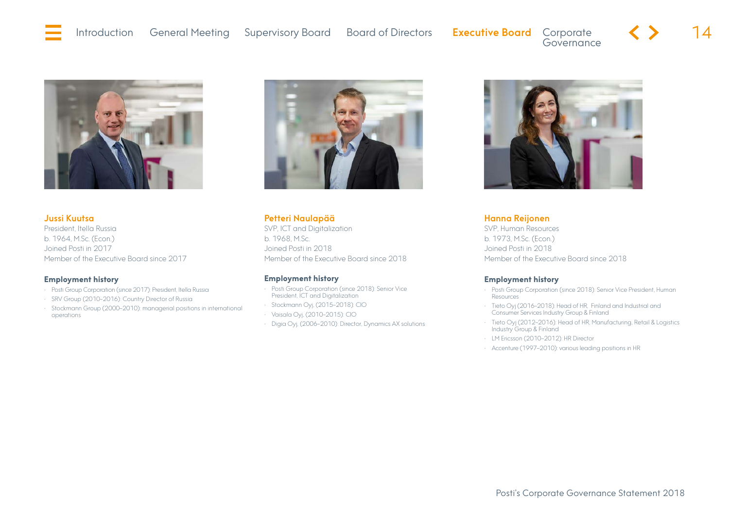## Jussi Kuutsa

President, Itella Russia
b. 1964, M.Sc. (Econ.)
Joined Posti in 2017
Member of the Executive Board since 2017

### Employment history

- Posti Group Corporation (since 2017): President, Itella Russia
- SRV Group (2010–2016): Country Director of Russia
- Stockmann Group (2000–2010): managerial positions in international operations

## Petteri Naulapää

SVP, ICT and Digitalization
b. 1968, M.Sc.
Joined Posti in 2018
Member of the Executive Board since 2018

### Employment history

- Posti Group Corporation (since 2018): Senior Vice President, ICT and Digitalization
- Stockmann Oyj, (2015–2018): CIO
- Vaisala Oyj, (2010–2015): CIO
- Digia Oyj, (2006–2010): Director, Dynamics AX solutions

## Hanna Reijonen

SVP, Human Resources
b. 1973, M.Sc. (Econ.)
Joined Posti in 2018
Member of the Executive Board since 2018

### Employment history

- Posti Group Corporation (since 2018): Senior Vice President, Human Resources
- Tieto Oyj (2016–2018): Head of HR, Finland and Industrial and Consumer Services Industry Group & Finland
- Tieto Oyj (2012–2016): Head of HR, Manufacturing, Retail & Logistics Industry Group & Finland
- LM Ericsson (2010–2012): HR Director
- Accenture (1997–2010): various leading positions in HR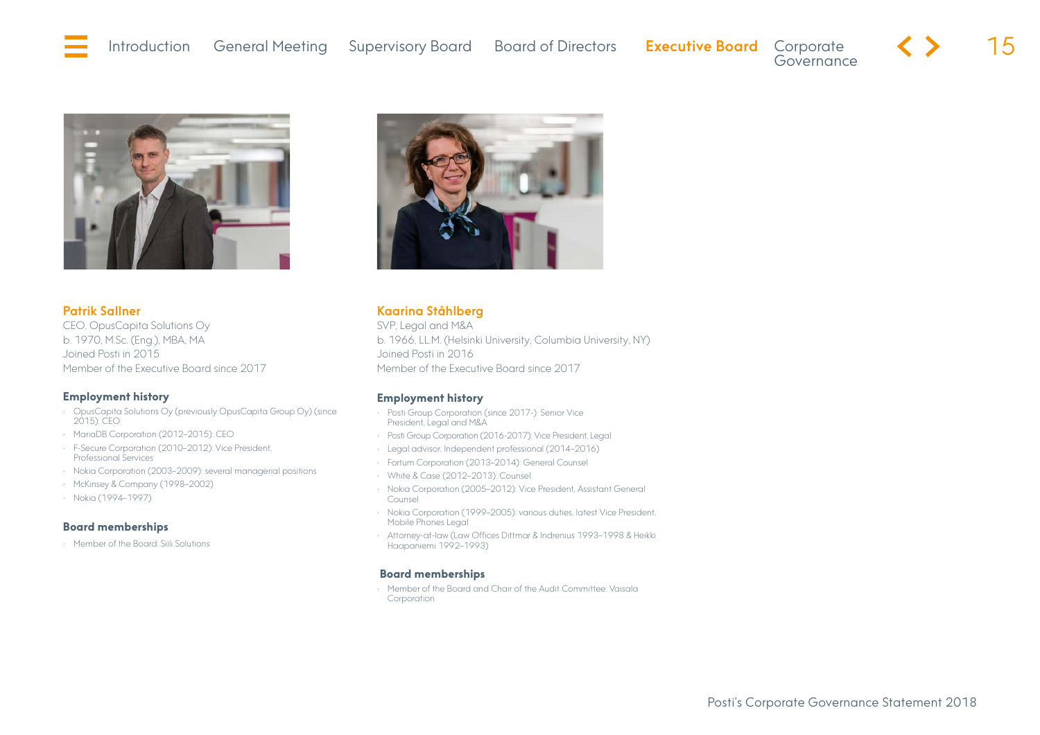## Patrik Sallner

CEO, OpusCapita Solutions Oy
b. 1970, M.Sc. (Eng.), MBA, MA
Joined Posti in 2015
Member of the Executive Board since 2017

### Employment history

- OpusCapita Solutions Oy (previously OpusCapita Group Oy) (since 2015): CEO
- MariaDB Corporation (2012–2015): CEO
- F-Secure Corporation (2010–2012): Vice President, Professional Services
- Nokia Corporation (2003–2009): several managerial positions
- McKinsey & Company (1998–2002)
- Nokia (1994–1997)

### Board memberships

- Member of the Board: Siili Solutions

## Kaarina Ståhlberg

SVP, Legal and M&A
b. 1966, LL.M. (Helsinki University, Columbia University, NY)
Joined Posti in 2016
Member of the Executive Board since 2017

### Employment history

- Posti Group Corporation (since 2017-): Senior Vice President, Legal and M&A
- Posti Group Corporation (2016-2017): Vice President, Legal
- Legal advisor, Independent professional (2014–2016)
- Fortum Corporation (2013–2014): General Counsel
- White & Case (2012–2013): Counsel
- Nokia Corporation (2005–2012): Vice President, Assistant General Counsel
- Nokia Corporation (1999–2005): various duties, latest Vice President, Mobile Phones Legal
- Attorney-at-law (Law Offices Dittmar & Indrenius 1993–1998 & Heikki Haapaniemi 1992–1993)

### Board memberships

- Member of the Board and Chair of the Audit Committee: Vaisala Corporation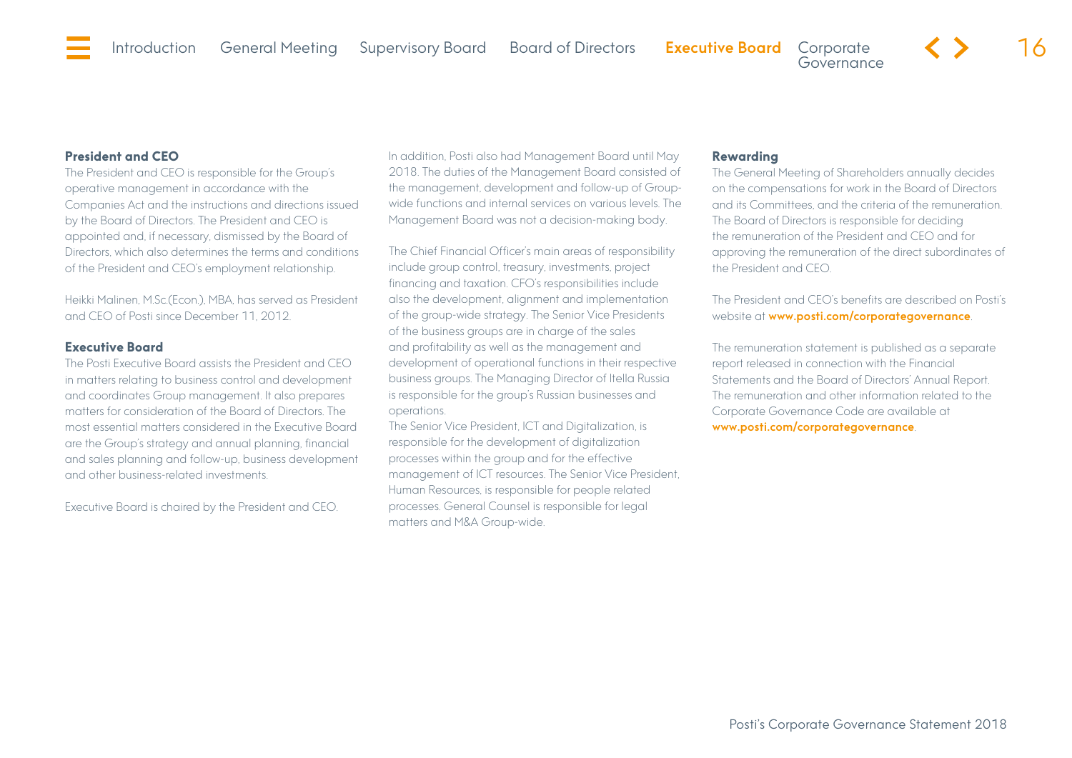### President and CEO

The President and CEO is responsible for the Group's operative management in accordance with the Companies Act and the instructions and directions issued by the Board of Directors. The President and CEO is appointed and, if necessary, dismissed by the Board of Directors, which also determines the terms and conditions of the President and CEO's employment relationship.

Heikki Malinen, M.Sc.(Econ.), MBA, has served as President and CEO of Posti since December 11, 2012.

### Executive Board

The Posti Executive Board assists the President and CEO in matters relating to business control and development and coordinates Group management. It also prepares matters for consideration of the Board of Directors. The most essential matters considered in the Executive Board are the Group's strategy and annual planning, financial and sales planning and follow-up, business development and other business-related investments.

Executive Board is chaired by the President and CEO.

In addition, Posti also had Management Board until May 2018. The duties of the Management Board consisted of the management, development and follow-up of Group-wide functions and internal services on various levels. The Management Board was not a decision-making body.

The Chief Financial Officer's main areas of responsibility include group control, treasury, investments, project financing and taxation. CFO's responsibilities include also the development, alignment and implementation of the group-wide strategy. The Senior Vice Presidents of the business groups are in charge of the sales and profitability as well as the management and development of operational functions in their respective business groups. The Managing Director of Itella Russia is responsible for the group's Russian businesses and operations.
The Senior Vice President, ICT and Digitalization, is responsible for the development of digitalization processes within the group and for the effective management of ICT resources. The Senior Vice President, Human Resources, is responsible for people related processes. General Counsel is responsible for legal matters and M&A Group-wide.

### Rewarding

The General Meeting of Shareholders annually decides on the compensations for work in the Board of Directors and its Committees, and the criteria of the remuneration. The Board of Directors is responsible for deciding the remuneration of the President and CEO and for approving the remuneration of the direct subordinates of the President and CEO.

The President and CEO's benefits are described on Posti's website at **www.posti.com/corporategovernance**.

The remuneration statement is published as a separate report released in connection with the Financial Statements and the Board of Directors' Annual Report. The remuneration and other information related to the Corporate Governance Code are available at **www.posti.com/corporategovernance**.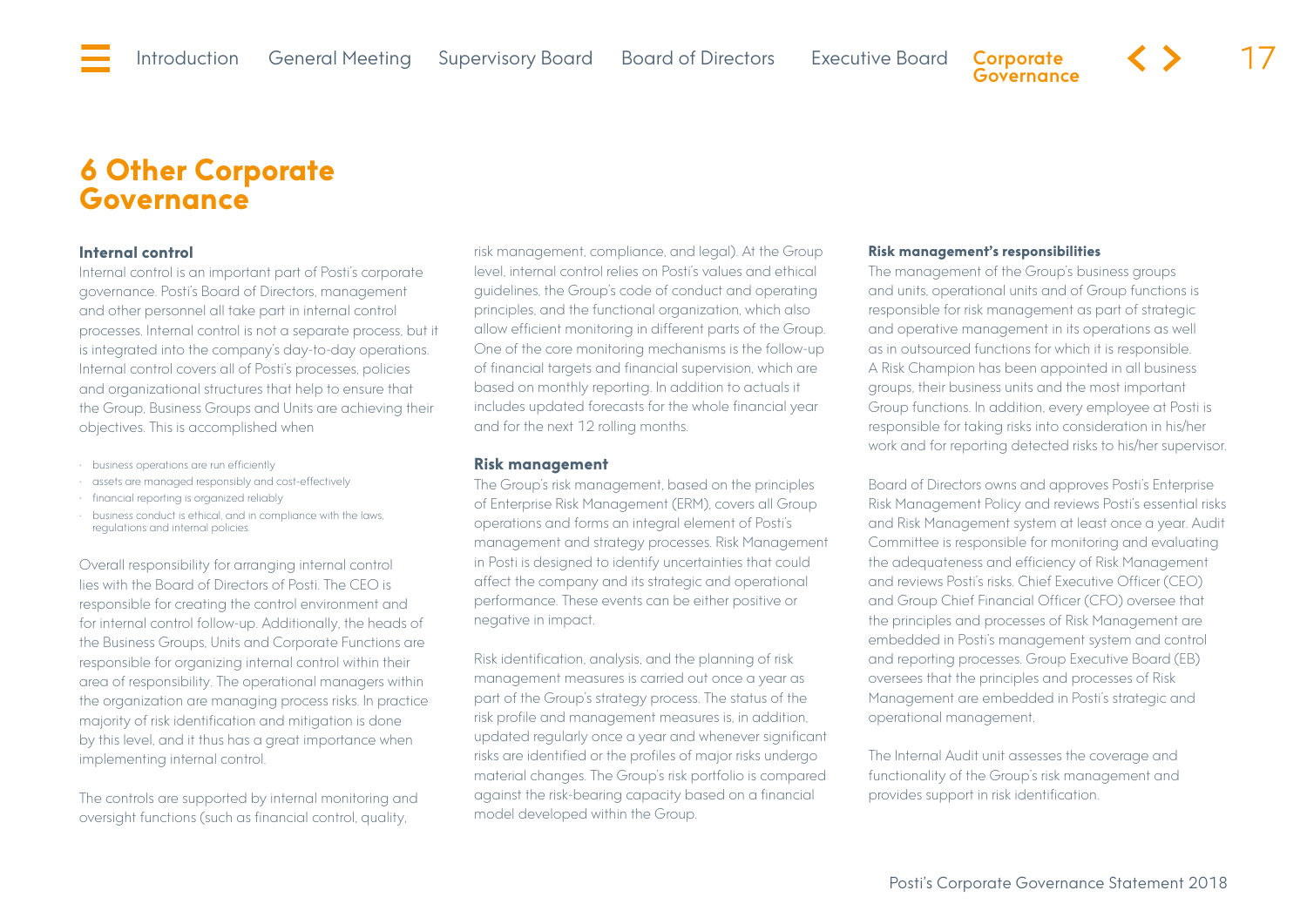# 6 Other Corporate Governance

### Internal control

Internal control is an important part of Posti's corporate governance. Posti's Board of Directors, management and other personnel all take part in internal control processes. Internal control is not a separate process, but it is integrated into the company's day-to-day operations. Internal control covers all of Posti's processes, policies and organizational structures that help to ensure that the Group, Business Groups and Units are achieving their objectives. This is accomplished when

- business operations are run efficiently
- assets are managed responsibly and cost-effectively
- financial reporting is organized reliably
- business conduct is ethical, and in compliance with the laws, regulations and internal policies.

Overall responsibility for arranging internal control lies with the Board of Directors of Posti. The CEO is responsible for creating the control environment and for internal control follow-up. Additionally, the heads of the Business Groups, Units and Corporate Functions are responsible for organizing internal control within their area of responsibility. The operational managers within the organization are managing process risks. In practice majority of risk identification and mitigation is done by this level, and it thus has a great importance when implementing internal control.

The controls are supported by internal monitoring and oversight functions (such as financial control, quality, risk management, compliance, and legal). At the Group level, internal control relies on Posti's values and ethical guidelines, the Group's code of conduct and operating principles, and the functional organization, which also allow efficient monitoring in different parts of the Group. One of the core monitoring mechanisms is the follow-up of financial targets and financial supervision, which are based on monthly reporting. In addition to actuals it includes updated forecasts for the whole financial year and for the next 12 rolling months.

### Risk management

The Group's risk management, based on the principles of Enterprise Risk Management (ERM), covers all Group operations and forms an integral element of Posti's management and strategy processes. Risk Management in Posti is designed to identify uncertainties that could affect the company and its strategic and operational performance. These events can be either positive or negative in impact.

Risk identification, analysis, and the planning of risk management measures is carried out once a year as part of the Group's strategy process. The status of the risk profile and management measures is, in addition, updated regularly once a year and whenever significant risks are identified or the profiles of major risks undergo material changes. The Group's risk portfolio is compared against the risk-bearing capacity based on a financial model developed within the Group.

### Risk management's responsibilities

The management of the Group's business groups and units, operational units and of Group functions is responsible for risk management as part of strategic and operative management in its operations as well as in outsourced functions for which it is responsible. A Risk Champion has been appointed in all business groups, their business units and the most important Group functions. In addition, every employee at Posti is responsible for taking risks into consideration in his/her work and for reporting detected risks to his/her supervisor.

Board of Directors owns and approves Posti's Enterprise Risk Management Policy and reviews Posti's essential risks and Risk Management system at least once a year. Audit Committee is responsible for monitoring and evaluating the adequateness and efficiency of Risk Management and reviews Posti's risks. Chief Executive Officer (CEO) and Group Chief Financial Officer (CFO) oversee that the principles and processes of Risk Management are embedded in Posti's management system and control and reporting processes. Group Executive Board (EB) oversees that the principles and processes of Risk Management are embedded in Posti's strategic and operational management.

The Internal Audit unit assesses the coverage and functionality of the Group's risk management and provides support in risk identification.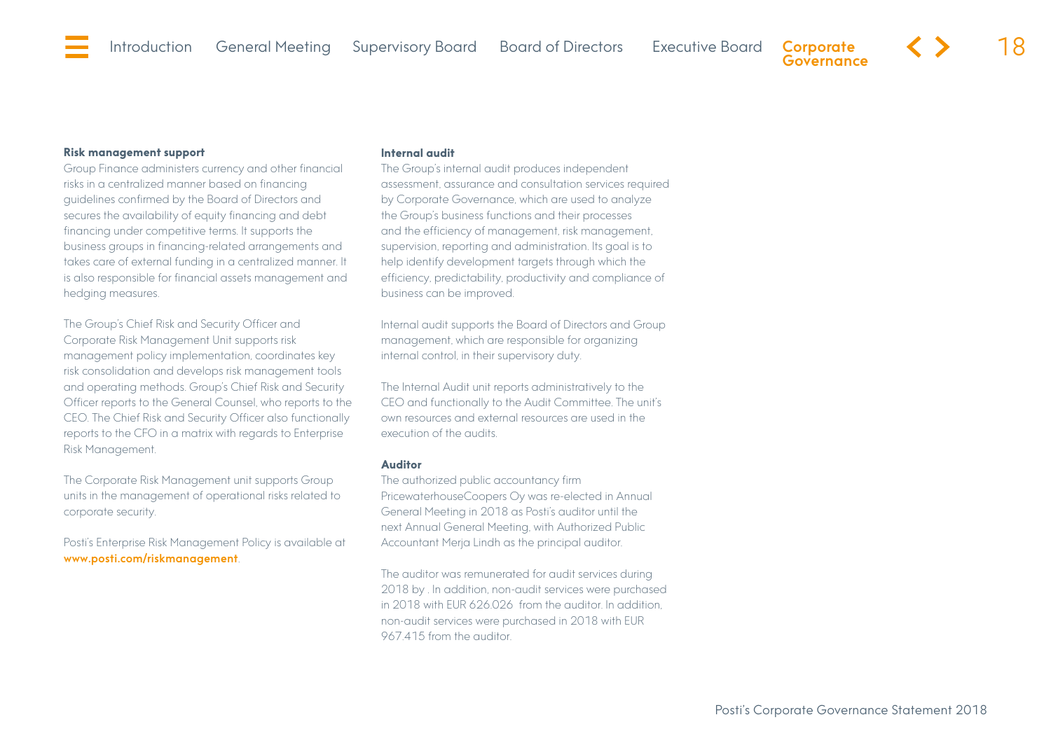#### Risk management support

Group Finance administers currency and other financial risks in a centralized manner based on financing guidelines confirmed by the Board of Directors and secures the availability of equity financing and debt financing under competitive terms. It supports the business groups in financing-related arrangements and takes care of external funding in a centralized manner. It is also responsible for financial assets management and hedging measures.

The Group's Chief Risk and Security Officer and Corporate Risk Management Unit supports risk management policy implementation, coordinates key risk consolidation and develops risk management tools and operating methods. Group's Chief Risk and Security Officer reports to the General Counsel, who reports to the CEO. The Chief Risk and Security Officer also functionally reports to the CFO in a matrix with regards to Enterprise Risk Management.

The Corporate Risk Management unit supports Group units in the management of operational risks related to corporate security.

Posti's Enterprise Risk Management Policy is available at **www.posti.com/riskmanagement**.

#### Internal audit

The Group's internal audit produces independent assessment, assurance and consultation services required by Corporate Governance, which are used to analyze the Group's business functions and their processes and the efficiency of management, risk management, supervision, reporting and administration. Its goal is to help identify development targets through which the efficiency, predictability, productivity and compliance of business can be improved.

Internal audit supports the Board of Directors and Group management, which are responsible for organizing internal control, in their supervisory duty.

The Internal Audit unit reports administratively to the CEO and functionally to the Audit Committee. The unit's own resources and external resources are used in the execution of the audits.

#### Auditor

The authorized public accountancy firm PricewaterhouseCoopers Oy was re-elected in Annual General Meeting in 2018 as Posti's auditor until the next Annual General Meeting, with Authorized Public Accountant Merja Lindh as the principal auditor.

The auditor was remunerated for audit services during 2018 by . In addition, non-audit services were purchased in 2018 with EUR 626.026  from the auditor. In addition, non-audit services were purchased in 2018 with EUR 967.415 from the auditor.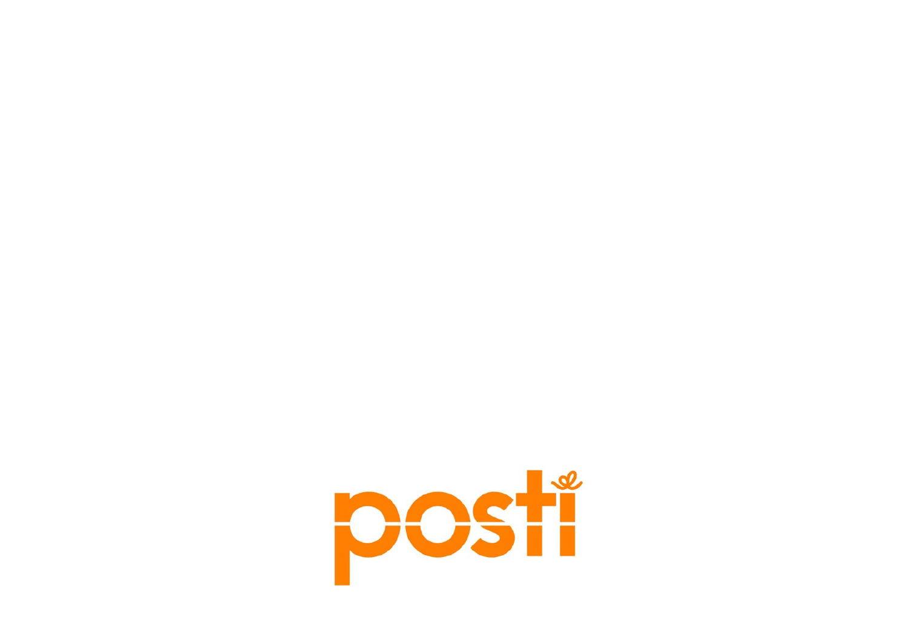posti